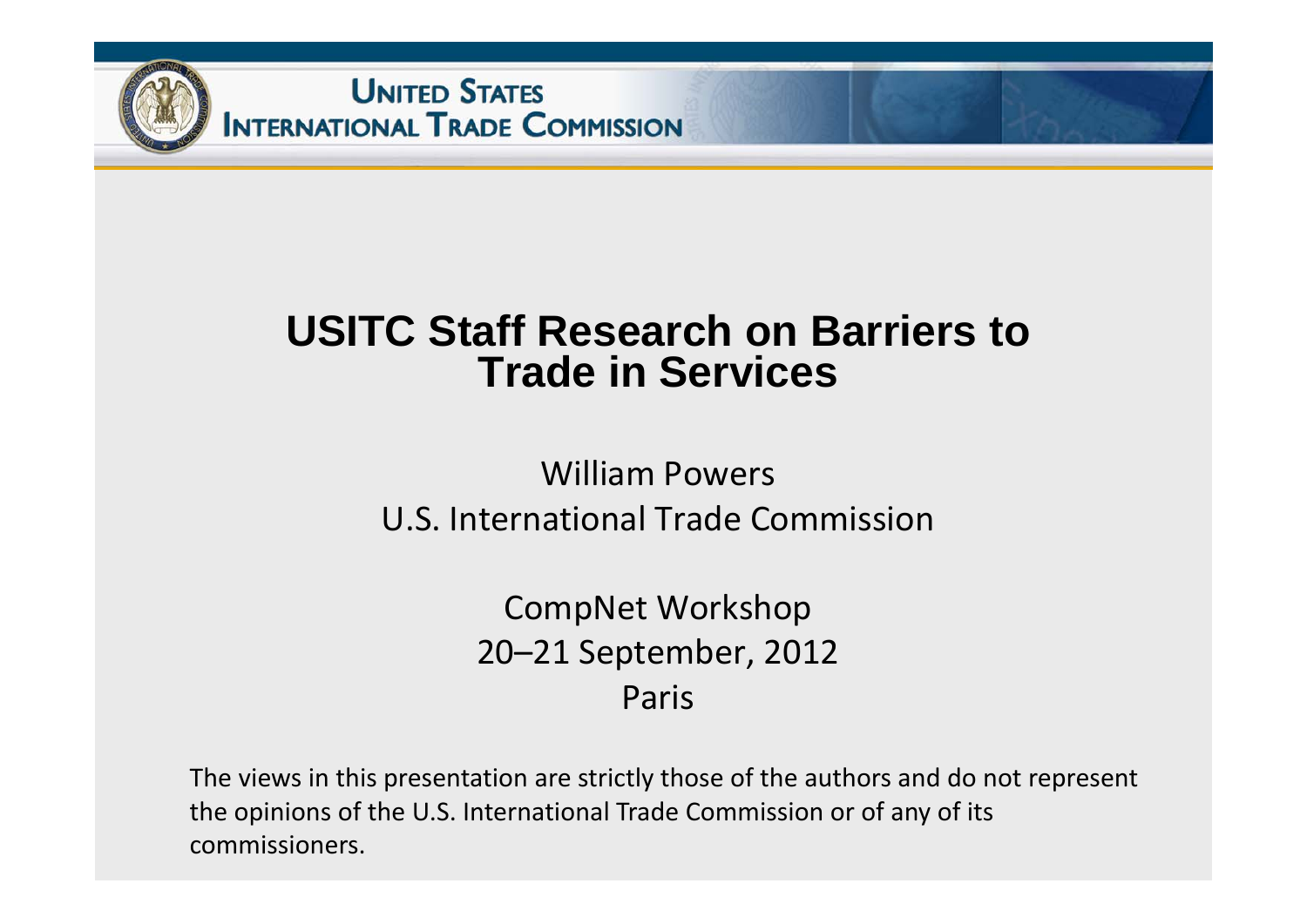UNITED STATES INTERNATIONAL TRADE COMMISSION

# USITC Staff Research on Barriers to Trade in Services

William Powers
U.S. International Trade Commission

CompNet Workshop
20–21 September, 2012
Paris

The views in this presentation are strictly those of the authors and do not represent the opinions of the U.S. International Trade Commission or of any of its commissioners.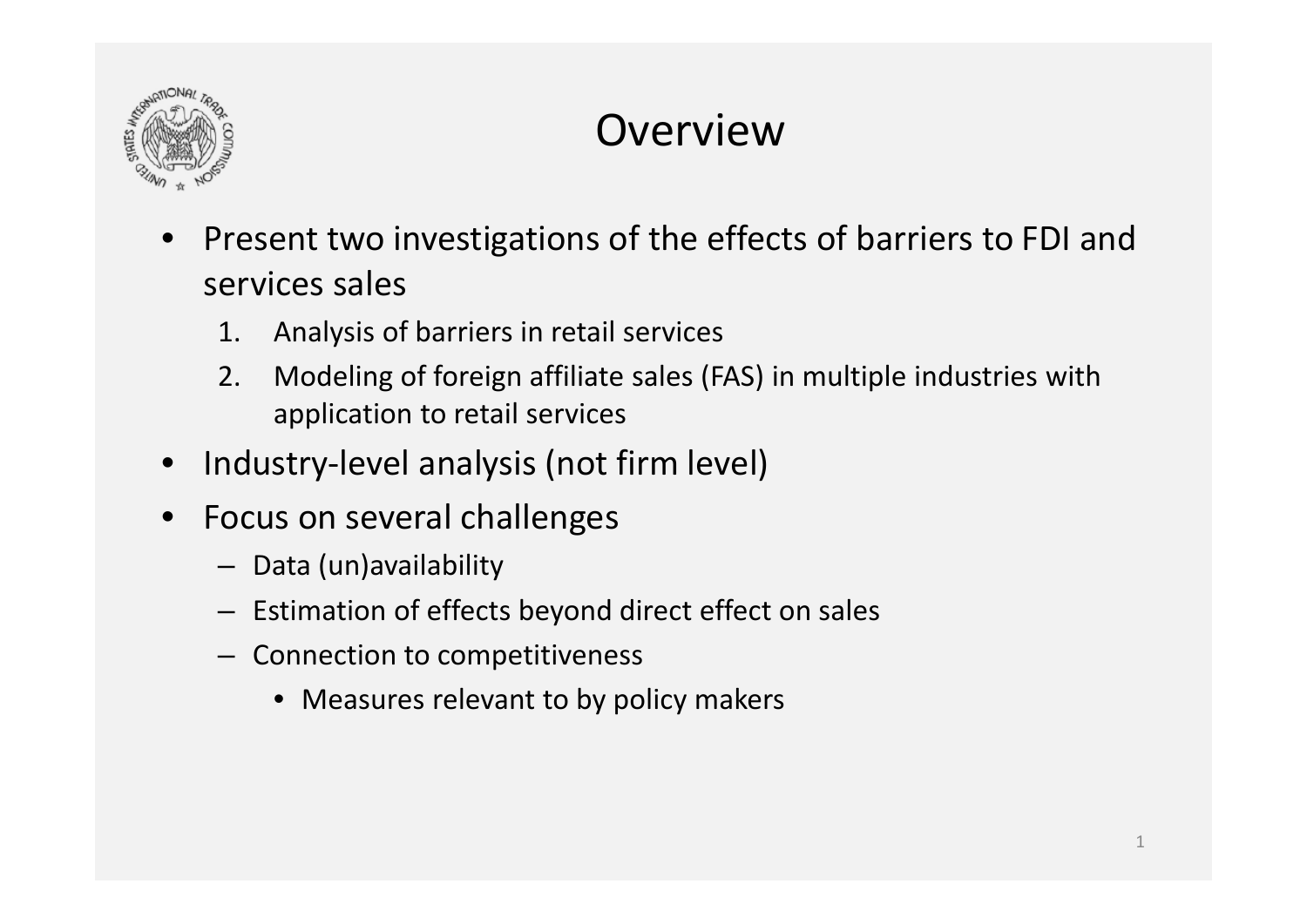# Overview

- Present two investigations of the effects of barriers to FDI and services sales
  1. Analysis of barriers in retail services
  2. Modeling of foreign affiliate sales (FAS) in multiple industries with application to retail services
- Industry-level analysis (not firm level)
- Focus on several challenges
  - Data (un)availability
  - Estimation of effects beyond direct effect on sales
  - Connection to competitiveness
    - Measures relevant to by policy makers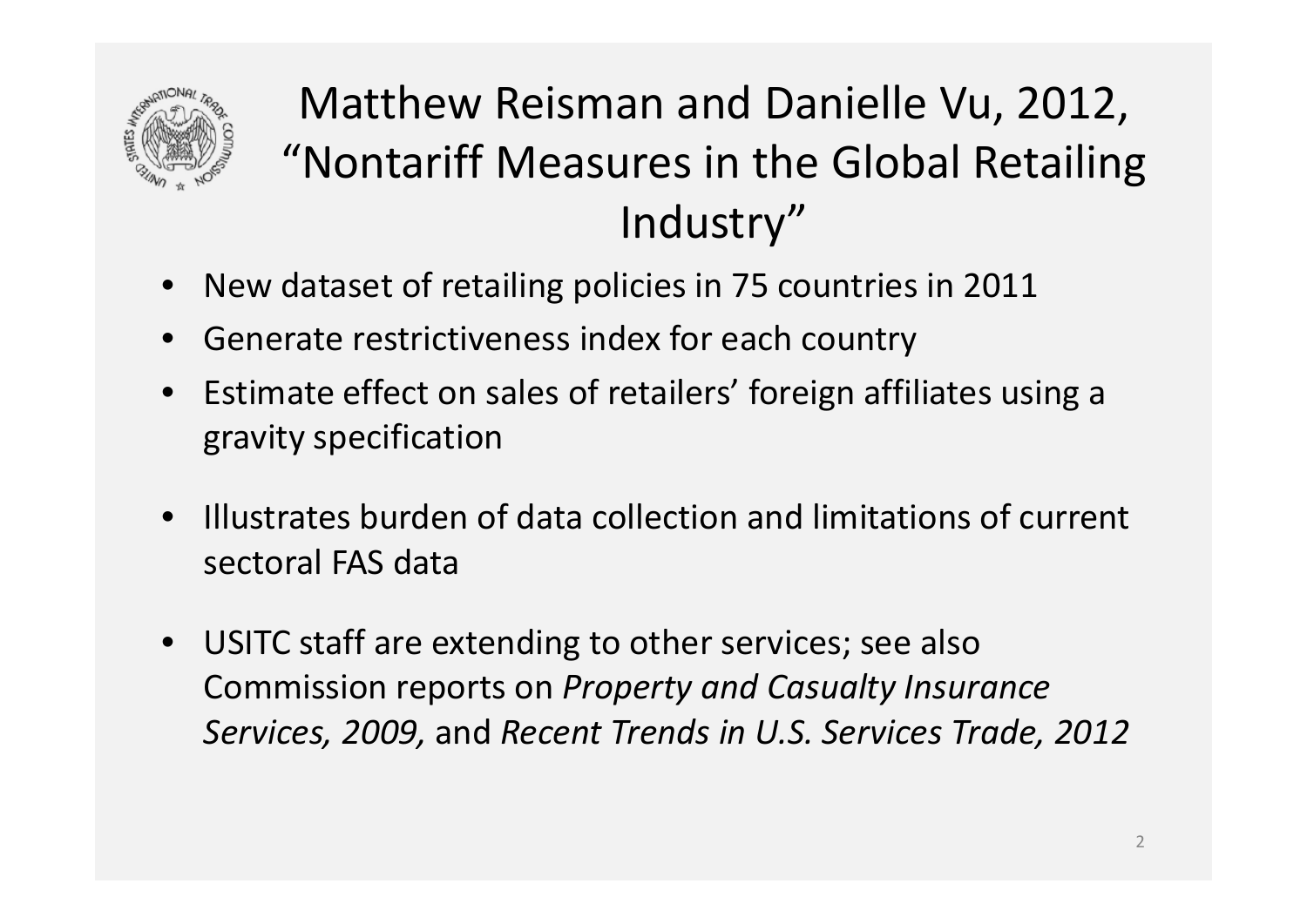# Matthew Reisman and Danielle Vu, 2012, "Nontariff Measures in the Global Retailing Industry"

- New dataset of retailing policies in 75 countries in 2011
- Generate restrictiveness index for each country
- Estimate effect on sales of retailers' foreign affiliates using a gravity specification

- Illustrates burden of data collection and limitations of current sectoral FAS data

- USITC staff are extending to other services; see also Commission reports on *Property and Casualty Insurance Services, 2009,* and *Recent Trends in U.S. Services Trade, 2012*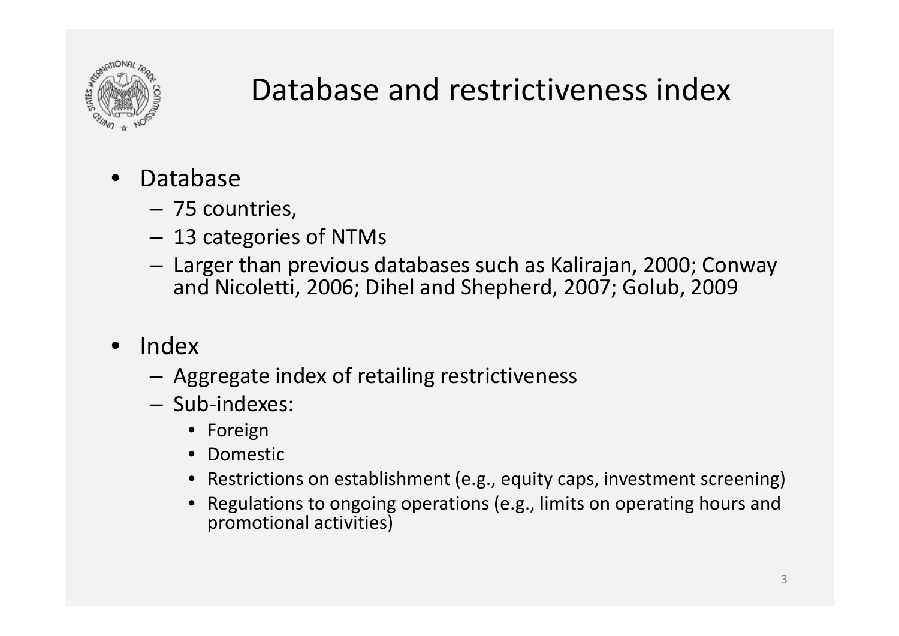# Database and restrictiveness index

- Database
  - 75 countries,
  - 13 categories of NTMs
  - Larger than previous databases such as Kalirajan, 2000; Conway and Nicoletti, 2006; Dihel and Shepherd, 2007; Golub, 2009
- Index
  - Aggregate index of retailing restrictiveness
  - Sub-indexes:
    - Foreign
    - Domestic
    - Restrictions on establishment (e.g., equity caps, investment screening)
    - Regulations to ongoing operations (e.g., limits on operating hours and promotional activities)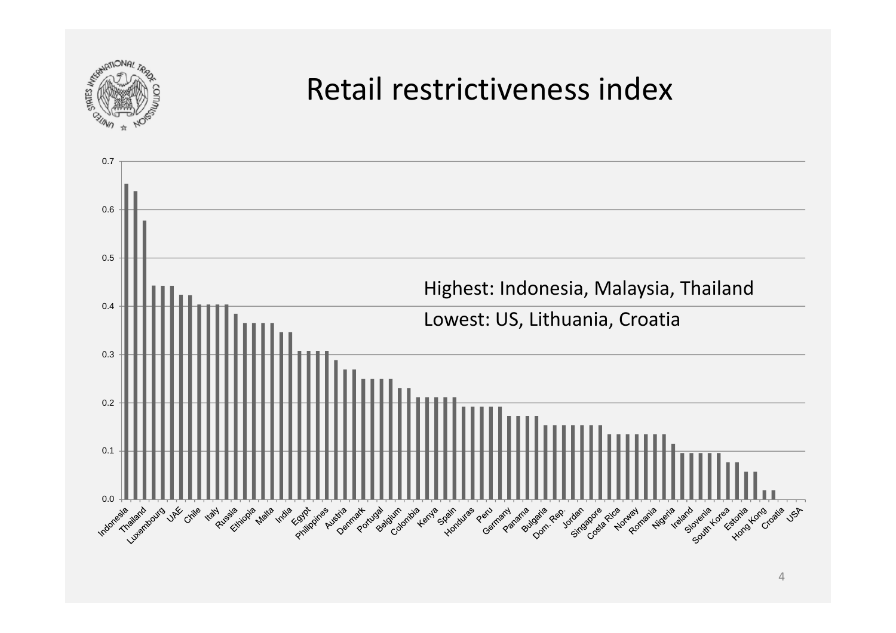# Retail restrictiveness index

Highest: Indonesia, Malaysia, Thailand

Lowest: US, Lithuania, Croatia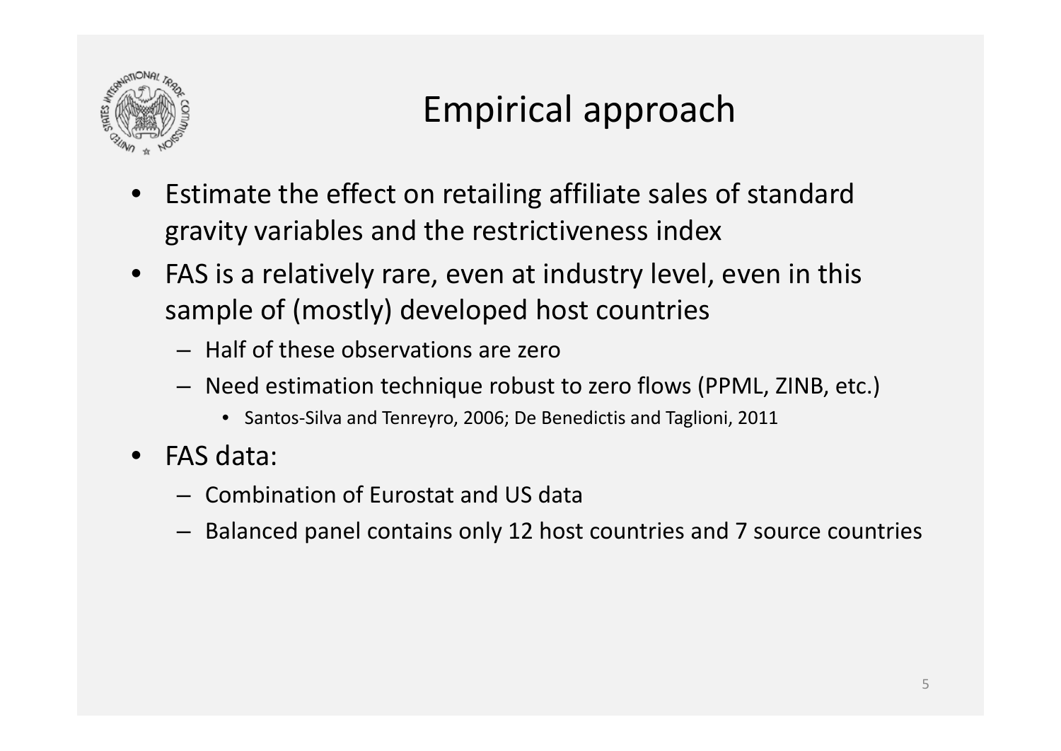# Empirical approach

- Estimate the effect on retailing affiliate sales of standard gravity variables and the restrictiveness index
- FAS is a relatively rare, even at industry level, even in this sample of (mostly) developed host countries
  - Half of these observations are zero
  - Need estimation technique robust to zero flows (PPML, ZINB, etc.)
    - Santos-Silva and Tenreyro, 2006; De Benedictis and Taglioni, 2011
- FAS data:
  - Combination of Eurostat and US data
  - Balanced panel contains only 12 host countries and 7 source countries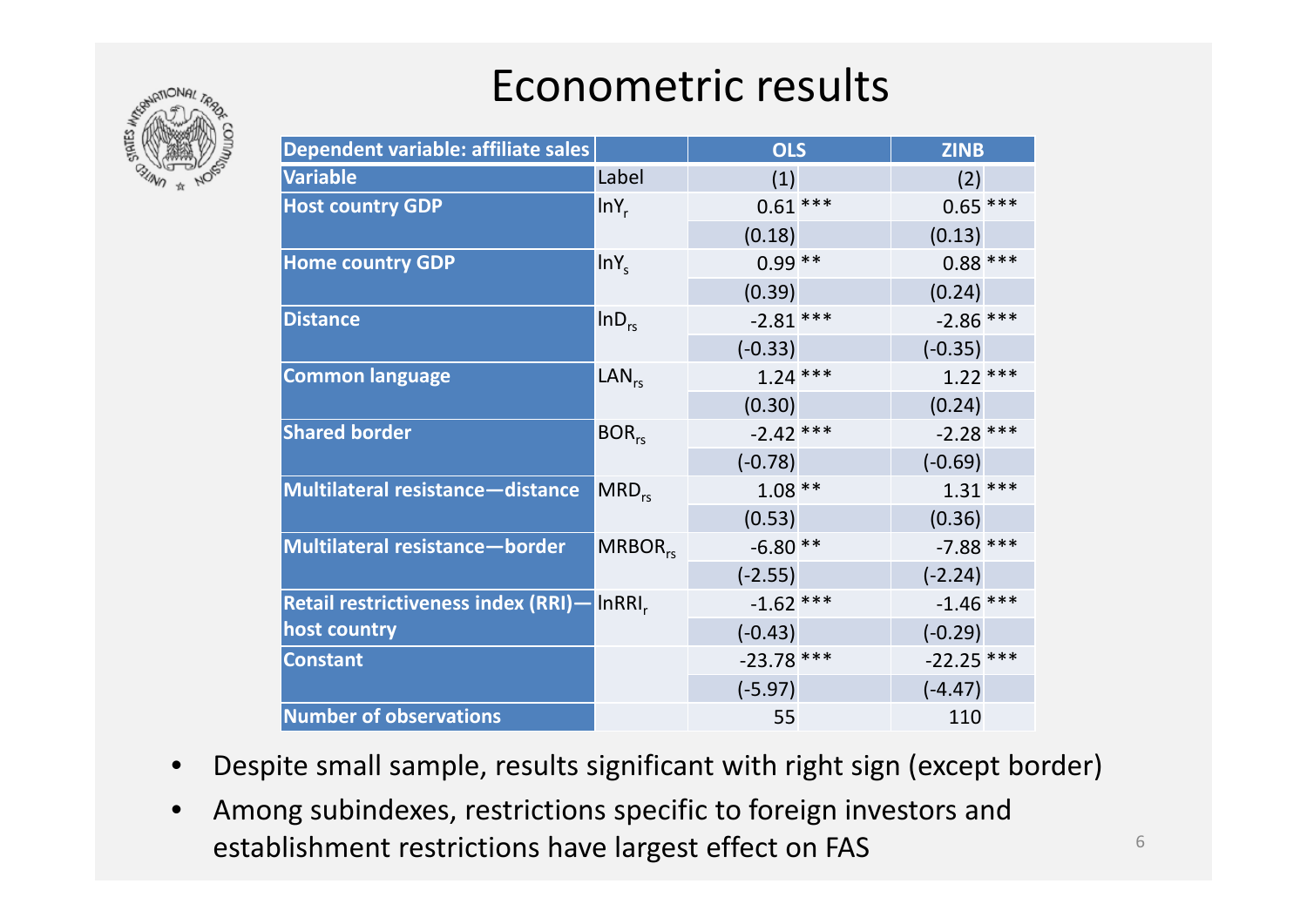# Econometric results

| Dependent variable: affiliate sales | | OLS | ZINB |
|---|---|---|---|
| Variable | Label | (1) | (2) |
| Host country GDP | $\ln Y_r$ | 0.61 *** | 0.65 *** |
| | | (0.18) | (0.13) |
| Home country GDP | $\ln Y_s$ | 0.99 ** | 0.88 *** |
| | | (0.39) | (0.24) |
| Distance | $\ln D_{rs}$ | -2.81 *** | -2.86 *** |
| | | (-0.33) | (-0.35) |
| Common language | $LAN_{rs}$ | 1.24 *** | 1.22 *** |
| | | (0.30) | (0.24) |
| Shared border | $BOR_{rs}$ | -2.42 *** | -2.28 *** |
| | | (-0.78) | (-0.69) |
| Multilateral resistance—distance | $MRD_{rs}$ | 1.08 ** | 1.31 *** |
| | | (0.53) | (0.36) |
| Multilateral resistance—border | $MRBOR_{rs}$ | -6.80 ** | -7.88 *** |
| | | (-2.55) | (-2.24) |
| Retail restrictiveness index (RRI)—host country | $\ln RRI_r$ | -1.62 *** | -1.46 *** |
| | | (-0.43) | (-0.29) |
| Constant | | -23.78 *** | -22.25 *** |
| | | (-5.97) | (-4.47) |
| Number of observations | | 55 | 110 |

- Despite small sample, results significant with right sign (except border)
- Among subindexes, restrictions specific to foreign investors and establishment restrictions have largest effect on FAS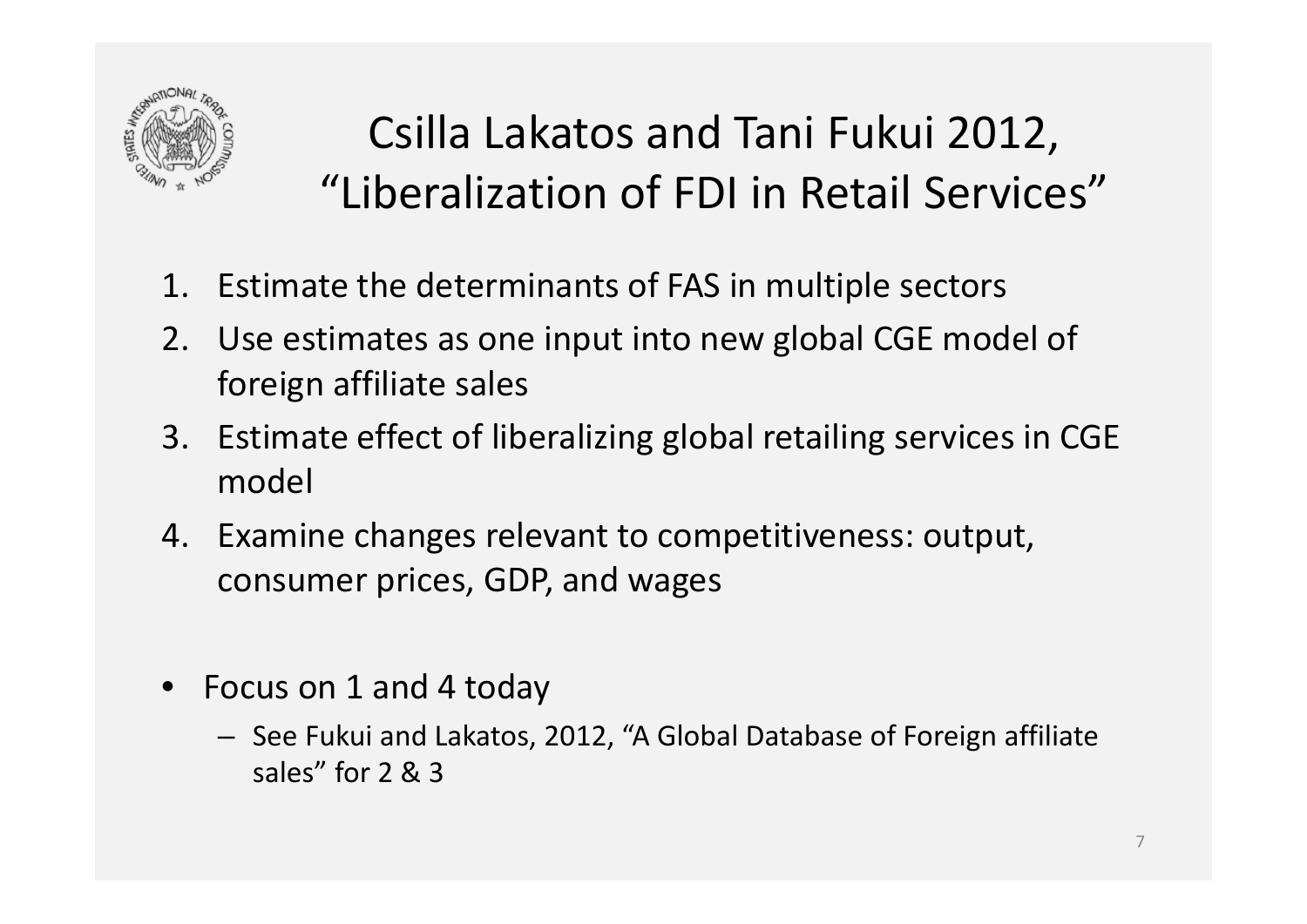# Csilla Lakatos and Tani Fukui 2012, "Liberalization of FDI in Retail Services"

1. Estimate the determinants of FAS in multiple sectors
2. Use estimates as one input into new global CGE model of foreign affiliate sales
3. Estimate effect of liberalizing global retailing services in CGE model
4. Examine changes relevant to competitiveness: output, consumer prices, GDP, and wages

- Focus on 1 and 4 today
  - See Fukui and Lakatos, 2012, "A Global Database of Foreign affiliate sales" for 2 & 3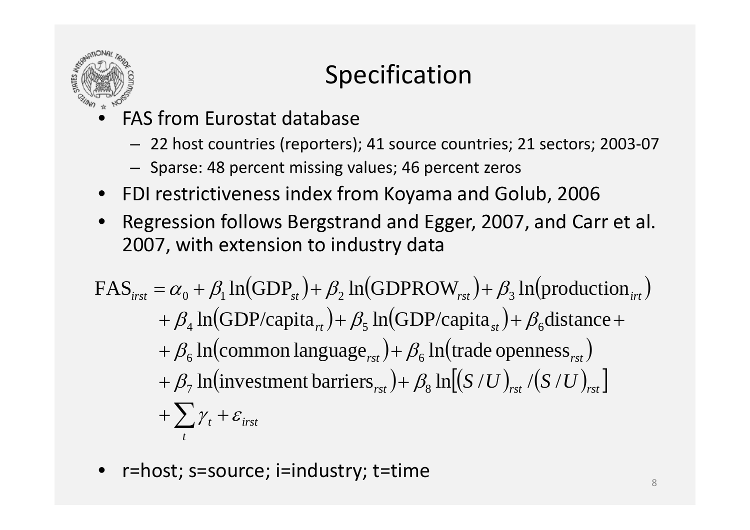# Specification

- FAS from Eurostat database
  - 22 host countries (reporters); 41 source countries; 21 sectors; 2003-07
  - Sparse: 48 percent missing values; 46 percent zeros
- FDI restrictiveness index from Koyama and Golub, 2006
- Regression follows Bergstrand and Egger, 2007, and Carr et al. 2007, with extension to industry data

$$
\begin{aligned}
\text{FAS}_{irst} = {} & \alpha_0 + \beta_1 \ln(\text{GDP}_{st}) + \beta_2 \ln(\text{GDPROW}_{rst}) + \beta_3 \ln(\text{production}_{irt}) \\
& + \beta_4 \ln(\text{GDP/capita}_{rt}) + \beta_5 \ln(\text{GDP/capita}_{st}) + \beta_6 \text{distance} + \\
& + \beta_6 \ln(\text{common language}_{rst}) + \beta_6 \ln(\text{trade openness}_{rst}) \\
& + \beta_7 \ln(\text{investment barriers}_{rst}) + \beta_8 \ln\left[(S/U)_{rst} / (S/U)_{rst}\right] \\
& + \sum_t \gamma_t + \varepsilon_{irst}
\end{aligned}
$$

- r=host; s=source; i=industry; t=time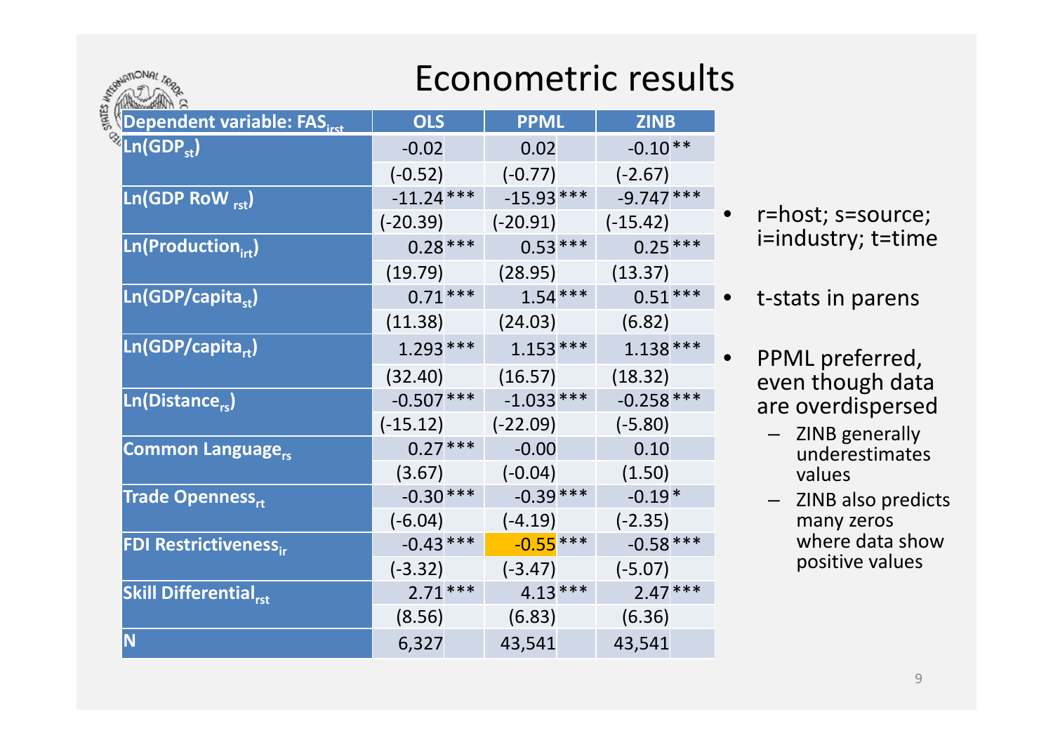# Econometric results

| Dependent variable: $FAS_{irst}$ | OLS | PPML | ZINB |
|---|---|---|---|
| $Ln(GDP_{st})$ | -0.02 | 0.02 | -0.10** |
| | (-0.52) | (-0.77) | (-2.67) |
| $Ln(GDP\ RoW_{rst})$ | -11.24*** | -15.93*** | -9.747*** |
| | (-20.39) | (-20.91) | (-15.42) |
| $Ln(Production_{irt})$ | 0.28*** | 0.53*** | 0.25*** |
| | (19.79) | (28.95) | (13.37) |
| $Ln(GDP/capita_{st})$ | 0.71*** | 1.54*** | 0.51*** |
| | (11.38) | (24.03) | (6.82) |
| $Ln(GDP/capita_{rt})$ | 1.293*** | 1.153*** | 1.138*** |
| | (32.40) | (16.57) | (18.32) |
| $Ln(Distance_{rs})$ | -0.507*** | -1.033*** | -0.258*** |
| | (-15.12) | (-22.09) | (-5.80) |
| $Common\ Language_{rs}$ | 0.27*** | -0.00 | 0.10 |
| | (3.67) | (-0.04) | (1.50) |
| $Trade\ Openness_{rt}$ | -0.30*** | -0.39*** | -0.19* |
| | (-6.04) | (-4.19) | (-2.35) |
| $FDI\ Restrictiveness_{ir}$ | -0.43*** | -0.55*** | -0.58*** |
| | (-3.32) | (-3.47) | (-5.07) |
| $Skill\ Differential_{rst}$ | 2.71*** | 4.13*** | 2.47*** |
| | (8.56) | (6.83) | (6.36) |
| N | 6,327 | 43,541 | 43,541 |

- r=host; s=source; i=industry; t=time
- t-stats in parens
- PPML preferred, even though data are overdispersed
  - ZINB generally underestimates values
  - ZINB also predicts many zeros where data show positive values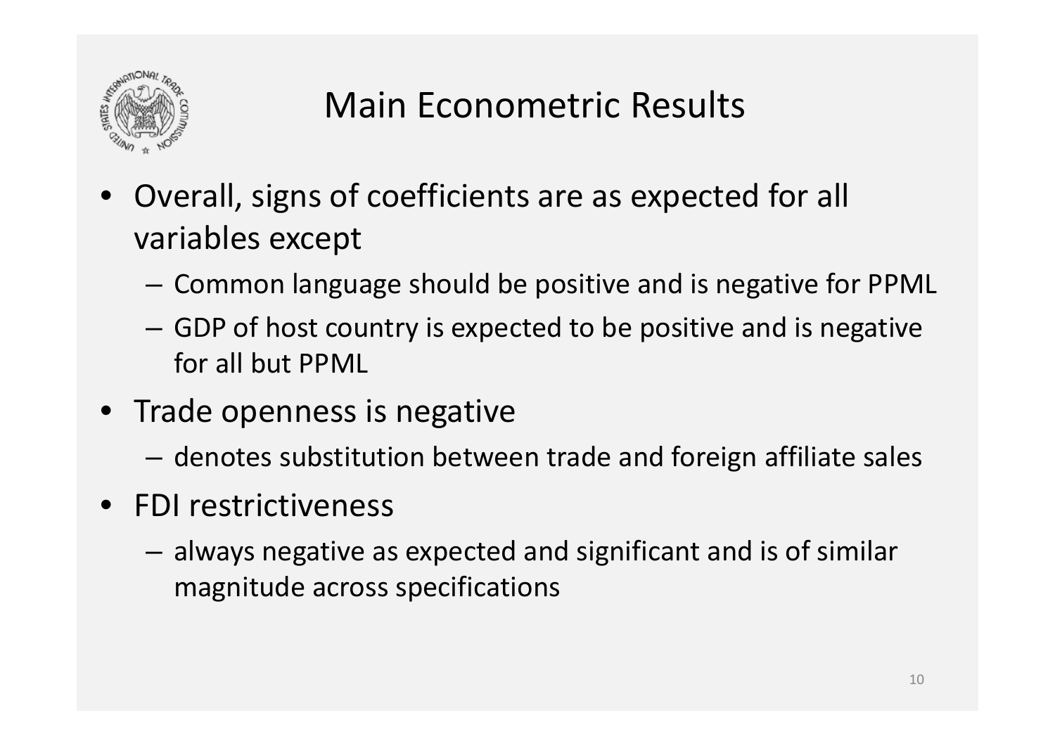# Main Econometric Results

- Overall, signs of coefficients are as expected for all variables except
  - Common language should be positive and is negative for PPML
  - GDP of host country is expected to be positive and is negative for all but PPML
- Trade openness is negative
  - denotes substitution between trade and foreign affiliate sales
- FDI restrictiveness
  - always negative as expected and significant and is of similar magnitude across specifications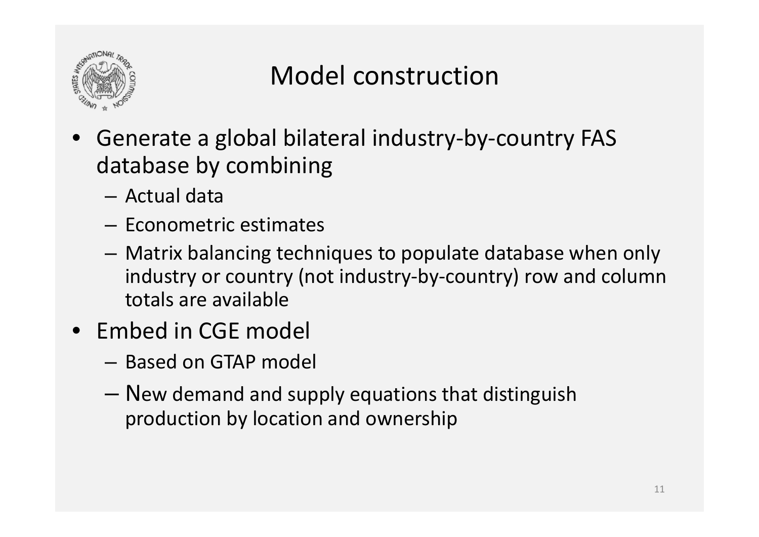# Model construction

- Generate a global bilateral industry-by-country FAS database by combining
  - Actual data
  - Econometric estimates
  - Matrix balancing techniques to populate database when only industry or country (not industry-by-country) row and column totals are available
- Embed in CGE model
  - Based on GTAP model
  - New demand and supply equations that distinguish production by location and ownership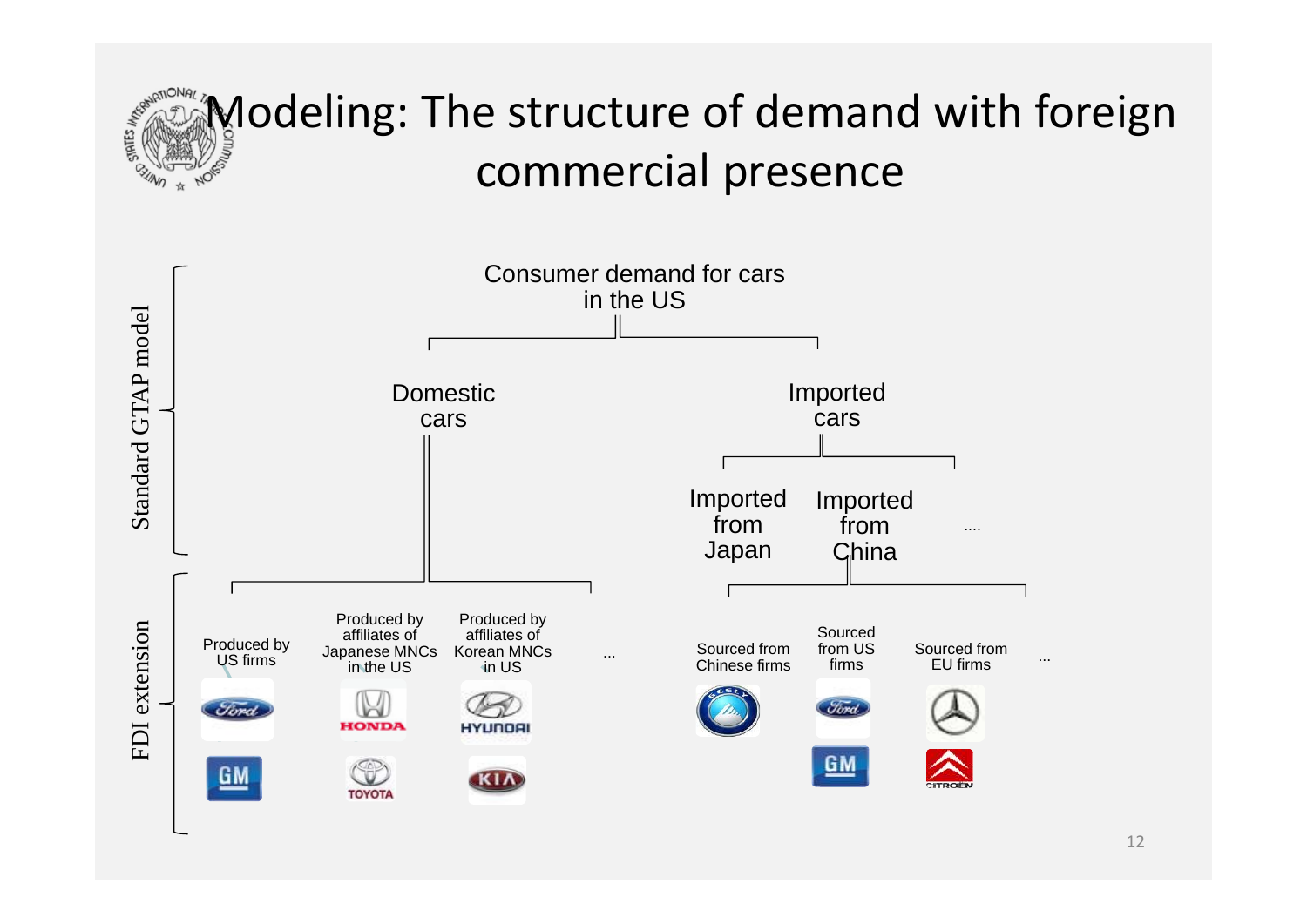# Modeling: The structure of demand with foreign commercial presence

Standard GTAP model

Consumer demand for cars in the US

- Domestic cars
- Imported cars
  - Imported from Japan
  - Imported from China
  - ....

FDI extension

- Domestic cars
  - Produced by US firms
  - Produced by affiliates of Japanese MNCs in the US
  - Produced by affiliates of Korean MNCs in US
  - ...
- Imported from China
  - Sourced from Chinese firms
  - Sourced from US firms
  - Sourced from EU firms
  - ...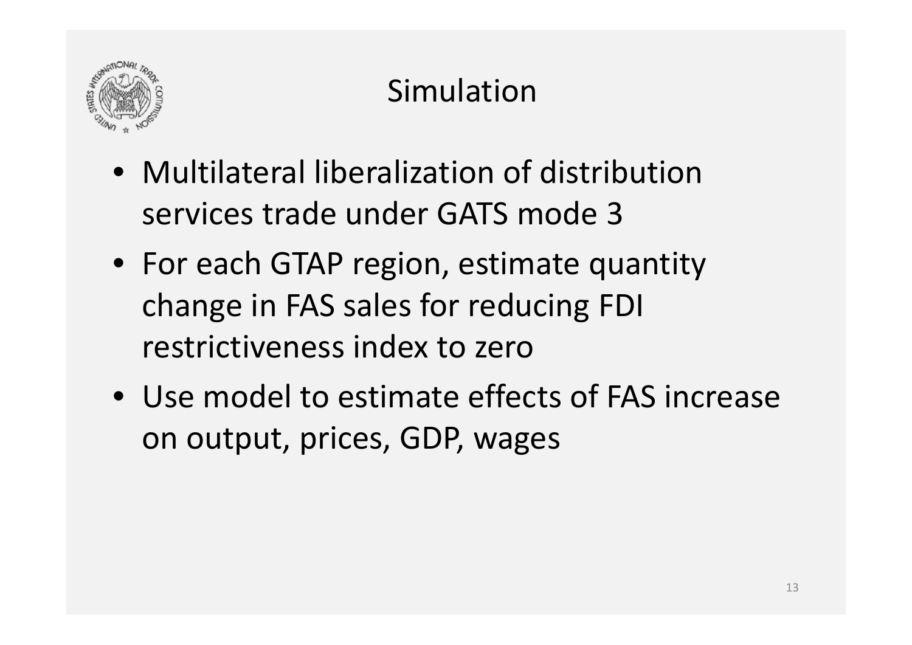# Simulation

- Multilateral liberalization of distribution services trade under GATS mode 3
- For each GTAP region, estimate quantity change in FAS sales for reducing FDI restrictiveness index to zero
- Use model to estimate effects of FAS increase on output, prices, GDP, wages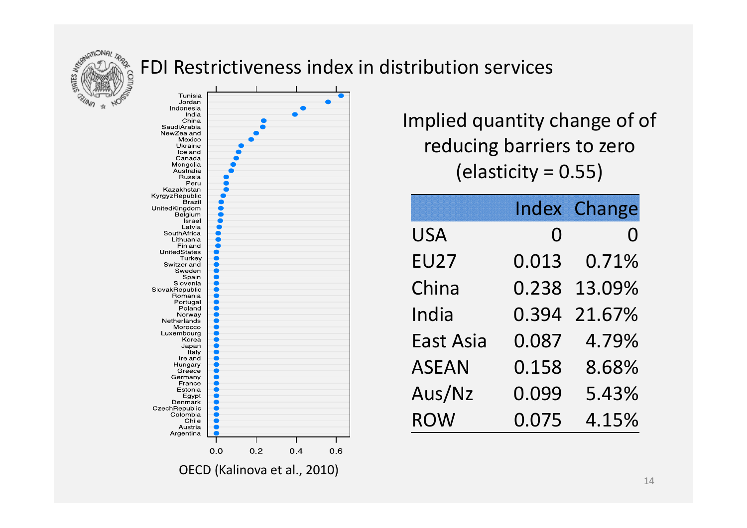# FDI Restrictiveness index in distribution services

OECD (Kalinova et al., 2010)

Implied quantity change of of reducing barriers to zero (elasticity = 0.55)

| | Index | Change |
|---|---|---|
| USA | 0 | 0 |
| EU27 | 0.013 | 0.71% |
| China | 0.238 | 13.09% |
| India | 0.394 | 21.67% |
| East Asia | 0.087 | 4.79% |
| ASEAN | 0.158 | 8.68% |
| Aus/Nz | 0.099 | 5.43% |
| ROW | 0.075 | 4.15% |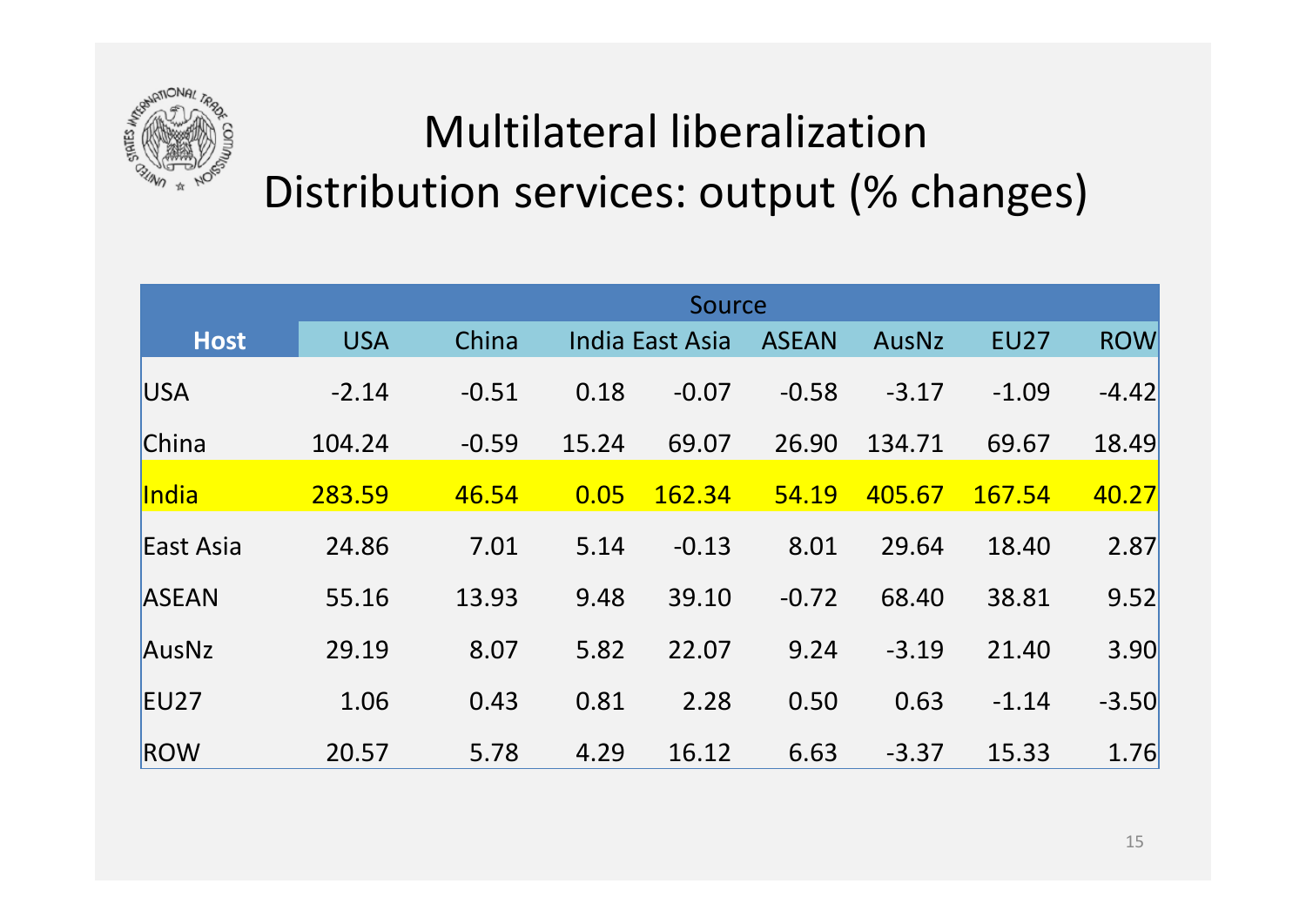# Multilateral liberalization
## Distribution services: output (% changes)

| Host | Source | | | | | | | |
|---|---|---|---|---|---|---|---|---|
| | USA | China | India | East Asia | ASEAN | AusNz | EU27 | ROW |
| USA | -2.14 | -0.51 | 0.18 | -0.07 | -0.58 | -3.17 | -1.09 | -4.42 |
| China | 104.24 | -0.59 | 15.24 | 69.07 | 26.90 | 134.71 | 69.67 | 18.49 |
| India | 283.59 | 46.54 | 0.05 | 162.34 | 54.19 | 405.67 | 167.54 | 40.27 |
| East Asia | 24.86 | 7.01 | 5.14 | -0.13 | 8.01 | 29.64 | 18.40 | 2.87 |
| ASEAN | 55.16 | 13.93 | 9.48 | 39.10 | -0.72 | 68.40 | 38.81 | 9.52 |
| AusNz | 29.19 | 8.07 | 5.82 | 22.07 | 9.24 | -3.19 | 21.40 | 3.90 |
| EU27 | 1.06 | 0.43 | 0.81 | 2.28 | 0.50 | 0.63 | -1.14 | -3.50 |
| ROW | 20.57 | 5.78 | 4.29 | 16.12 | 6.63 | -3.37 | 15.33 | 1.76 |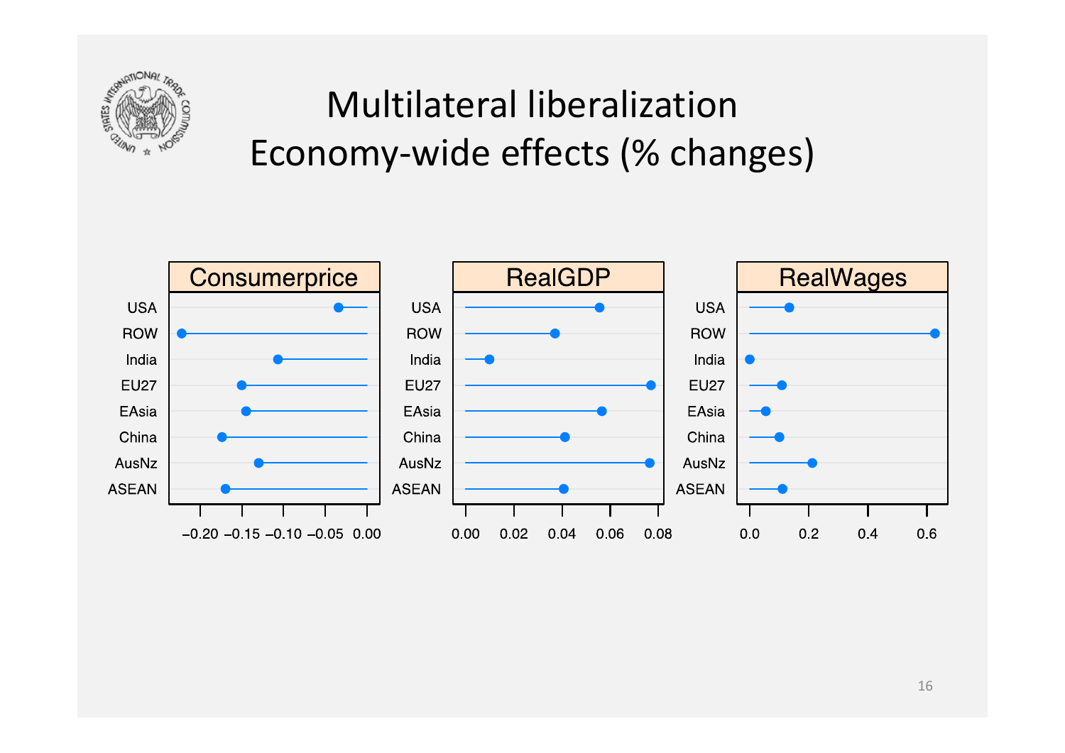# Multilateral liberalization
# Economy-wide effects (% changes)

Consumerprice | RealGDP | RealWages

USA, ROW, India, EU27, EAsia, China, AusNz, ASEAN

−0.20 −0.15 −0.10 −0.05 0.00

0.00 0.02 0.04 0.06 0.08

0.0 0.2 0.4 0.6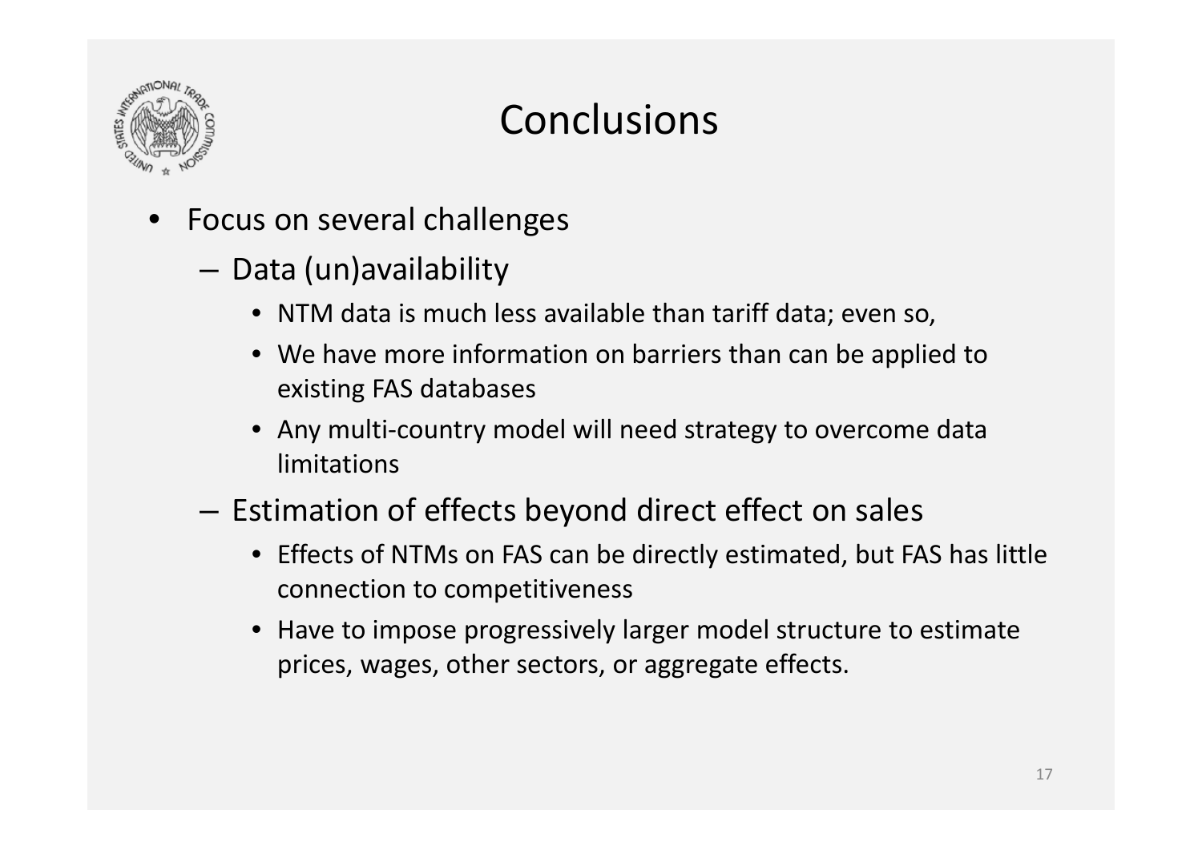# Conclusions

- Focus on several challenges
  - Data (un)availability
    - NTM data is much less available than tariff data; even so,
    - We have more information on barriers than can be applied to existing FAS databases
    - Any multi-country model will need strategy to overcome data limitations
  - Estimation of effects beyond direct effect on sales
    - Effects of NTMs on FAS can be directly estimated, but FAS has little connection to competitiveness
    - Have to impose progressively larger model structure to estimate prices, wages, other sectors, or aggregate effects.